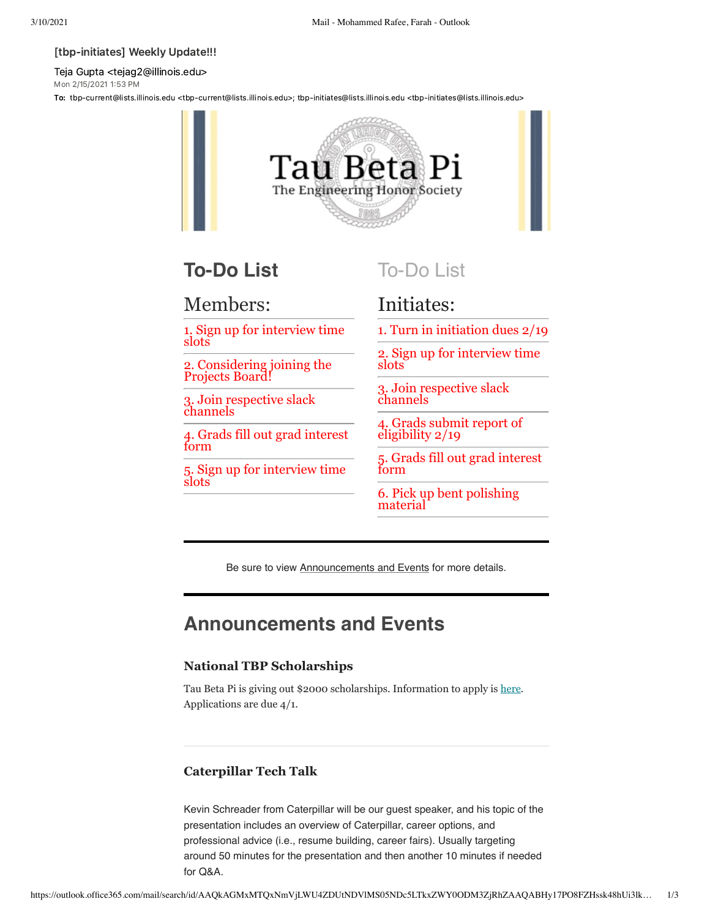[tbp-initiates] Weekly Update!!!

Teja Gupta <tejag2@illinois.edu>

Mon 2/15/2021 1:53 PM

**To:** tbp-current@lists.illinois.edu <tbp-current@lists.illinois.edu>; tbp-initiates@lists.illinois.edu <tbp-initiates@lists.illinois.edu>

Tau Beta Pi

The Engineering Honor Society

## To-Do List

### Members:

1. Sign up for interview time slots
2. Considering joining the Projects Board!
3. Join respective slack channels
4. Grads fill out grad interest form
5. Sign up for interview time slots

## To-Do List

### Initiates:

1. Turn in initiation dues 2/19
2. Sign up for interview time slots
3. Join respective slack channels
4. Grads submit report of eligibility 2/19
5. Grads fill out grad interest form
6. Pick up bent polishing material

---

Be sure to view Announcements and Events for more details.

---

## Announcements and Events

### National TBP Scholarships

Tau Beta Pi is giving out $2000 scholarships. Information to apply is here. Applications are due 4/1.

---

### Caterpillar Tech Talk

Kevin Schreader from Caterpillar will be our guest speaker, and his topic of the presentation includes an overview of Caterpillar, career options, and professional advice (i.e., resume building, career fairs). Usually targeting around 50 minutes for the presentation and then another 10 minutes if needed for Q&A.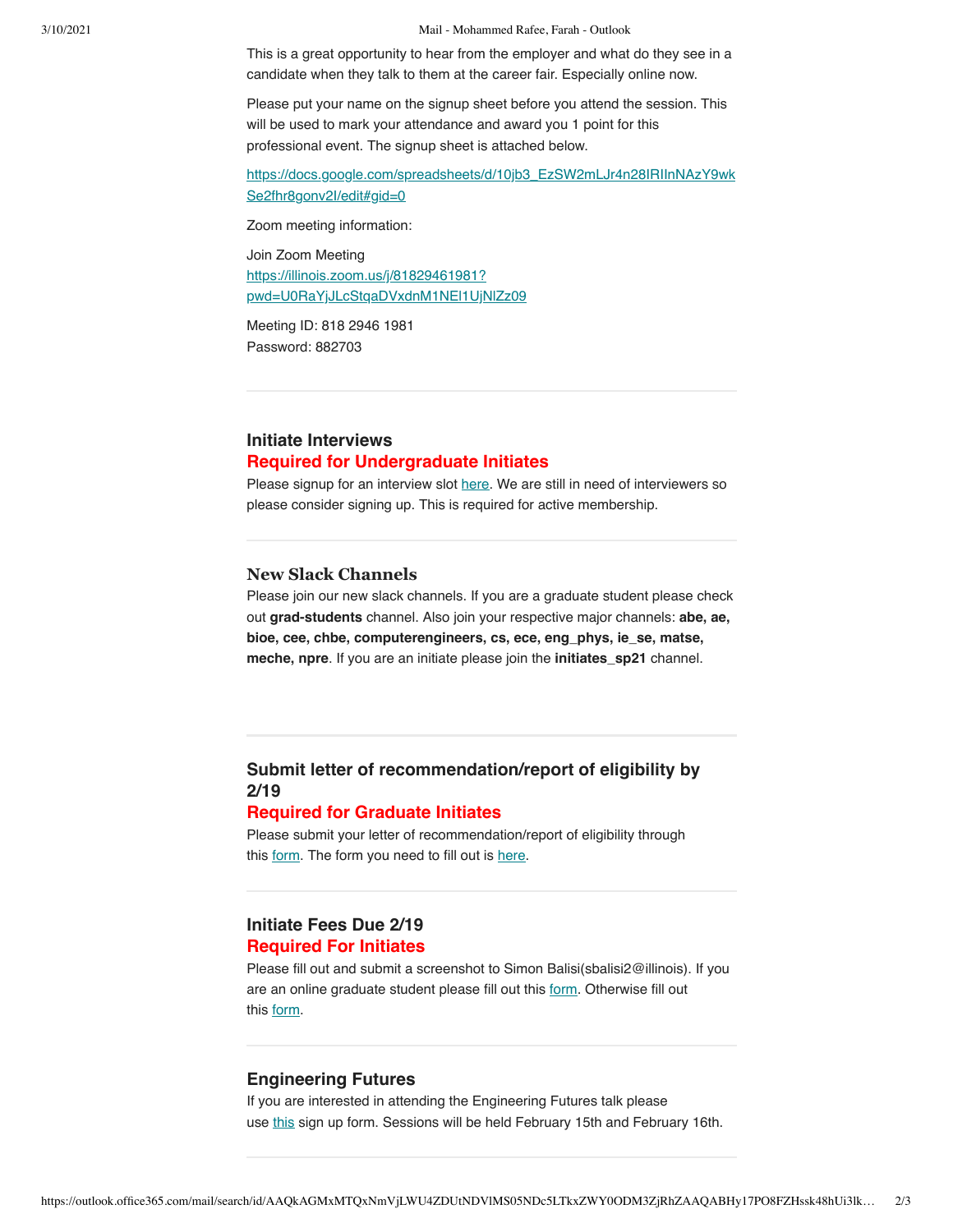This is a great opportunity to hear from the employer and what do they see in a candidate when they talk to them at the career fair. Especially online now.

Please put your name on the signup sheet before you attend the session. This will be used to mark your attendance and award you 1 point for this professional event. The signup sheet is attached below.

https://docs.google.com/spreadsheets/d/10jb3_EzSW2mLJr4n28IRIlnNAzY9wkSe2fhr8gonv2I/edit#gid=0

Zoom meeting information:

Join Zoom Meeting
https://illinois.zoom.us/j/81829461981?pwd=U0RaYjJLcStqaDVxdnM1NEl1UjNlZz09

Meeting ID: 818 2946 1981
Password: 882703

---

### Initiate Interviews

**Required for Undergraduate Initiates**

Please signup for an interview slot here. We are still in need of interviewers so please consider signing up. This is required for active membership.

---

### New Slack Channels

Please join our new slack channels. If you are a graduate student please check out **grad-students** channel. Also join your respective major channels: **abe, ae, bioe, cee, chbe, computerengineers, cs, ece, eng_phys, ie_se, matse, meche, npre**. If you are an initiate please join the **initiates_sp21** channel.

---

### Submit letter of recommendation/report of eligibility by 2/19

**Required for Graduate Initiates**

Please submit your letter of recommendation/report of eligibility through this form. The form you need to fill out is here.

---

### Initiate Fees Due 2/19

**Required For Initiates**

Please fill out and submit a screenshot to Simon Balisi(sbalisi2@illinois). If you are an online graduate student please fill out this form. Otherwise fill out this form.

---

### Engineering Futures

If you are interested in attending the Engineering Futures talk please use this sign up form. Sessions will be held February 15th and February 16th.

---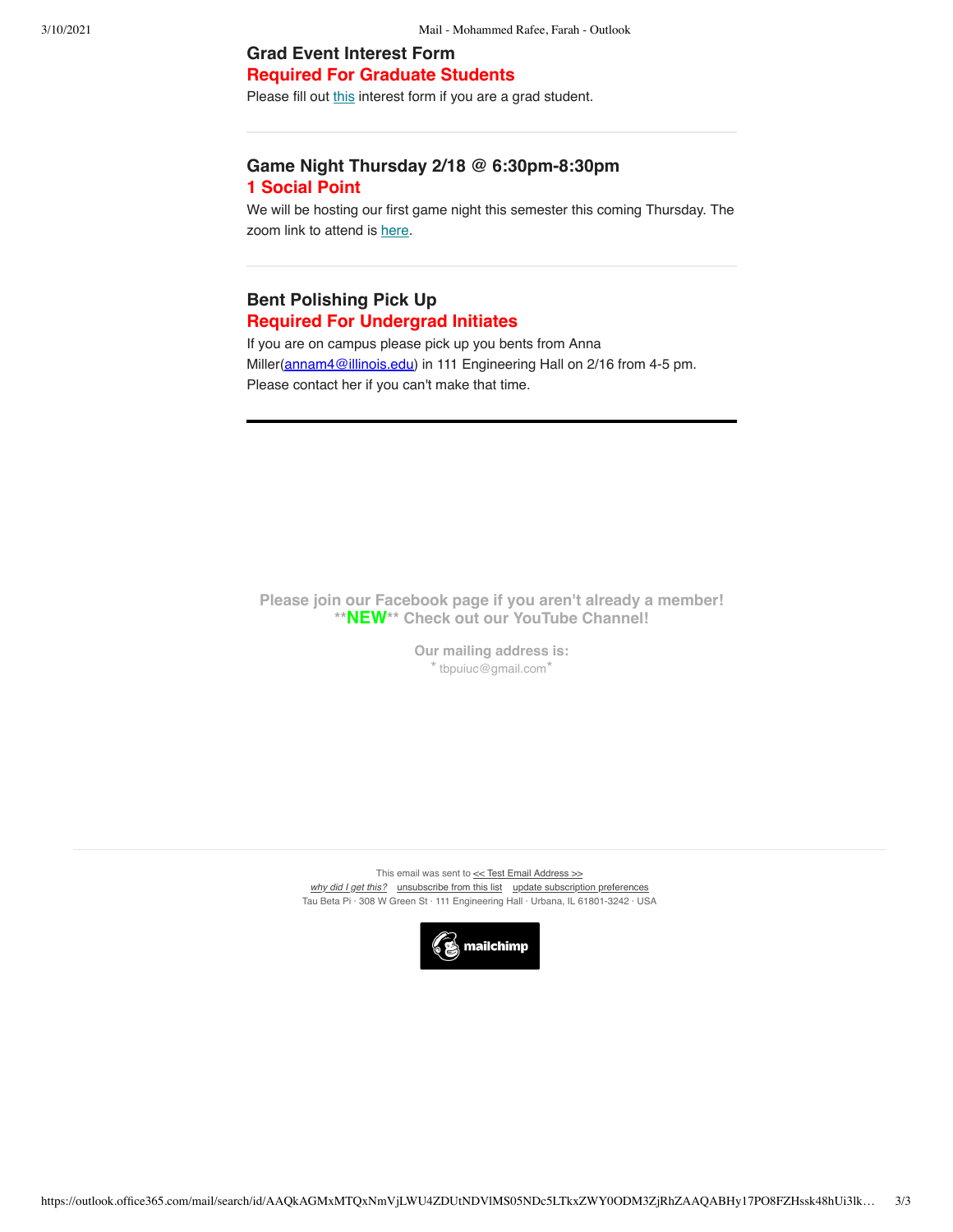### Grad Event Interest Form
**Required For Graduate Students**

Please fill out this interest form if you are a grad student.

---

### Game Night Thursday 2/18 @ 6:30pm-8:30pm
**1 Social Point**

We will be hosting our first game night this semester this coming Thursday. The zoom link to attend is here.

---

### Bent Polishing Pick Up
**Required For Undergrad Initiates**

If you are on campus please pick up you bents from Anna Miller(annam4@illinois.edu) in 111 Engineering Hall on 2/16 from 4-5 pm. Please contact her if you can't make that time.

---

**Please join our Facebook page if you aren't already a member!**
**NEW** Check out our YouTube Channel!

**Our mailing address is:**
* tbpuiuc@gmail.com*

This email was sent to << Test Email Address >>
*why did I get this?* unsubscribe from this list update subscription preferences
Tau Beta Pi · 308 W Green St · 111 Engineering Hall · Urbana, IL 61801-3242 · USA

mailchimp